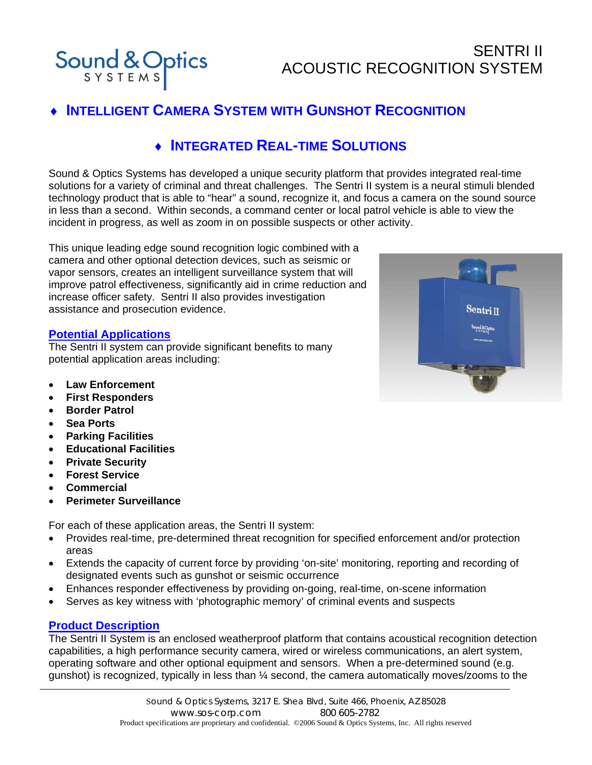Sound & Optics SYSTEMS

# SENTRI II ACOUSTIC RECOGNITION SYSTEM

## ♦ INTELLIGENT CAMERA SYSTEM WITH GUNSHOT RECOGNITION

## ♦ INTEGRATED REAL-TIME SOLUTIONS

Sound & Optics Systems has developed a unique security platform that provides integrated real-time solutions for a variety of criminal and threat challenges. The Sentri II system is a neural stimuli blended technology product that is able to "hear" a sound, recognize it, and focus a camera on the sound source in less than a second. Within seconds, a command center or local patrol vehicle is able to view the incident in progress, as well as zoom in on possible suspects or other activity.

This unique leading edge sound recognition logic combined with a camera and other optional detection devices, such as seismic or vapor sensors, creates an intelligent surveillance system that will improve patrol effectiveness, significantly aid in crime reduction and increase officer safety. Sentri II also provides investigation assistance and prosecution evidence.

### Potential Applications

The Sentri II system can provide significant benefits to many potential application areas including:

- **Law Enforcement**
- **First Responders**
- **Border Patrol**
- **Sea Ports**
- **Parking Facilities**
- **Educational Facilities**
- **Private Security**
- **Forest Service**
- **Commercial**
- **Perimeter Surveillance**

For each of these application areas, the Sentri II system:

- Provides real-time, pre-determined threat recognition for specified enforcement and/or protection areas
- Extends the capacity of current force by providing 'on-site' monitoring, reporting and recording of designated events such as gunshot or seismic occurrence
- Enhances responder effectiveness by providing on-going, real-time, on-scene information
- Serves as key witness with 'photographic memory' of criminal events and suspects

### Product Description

The Sentri II System is an enclosed weatherproof platform that contains acoustical recognition detection capabilities, a high performance security camera, wired or wireless communications, an alert system, operating software and other optional equipment and sensors. When a pre-determined sound (e.g. gunshot) is recognized, typically in less than ¼ second, the camera automatically moves/zooms to the

Sound & Optics Systems, 3217 E. Shea Blvd, Suite 466, Phoenix, AZ 85028
www.sos-corp.com 800 605-2782
Product specifications are proprietary and confidential. ©2006 Sound & Optics Systems, Inc. All rights reserved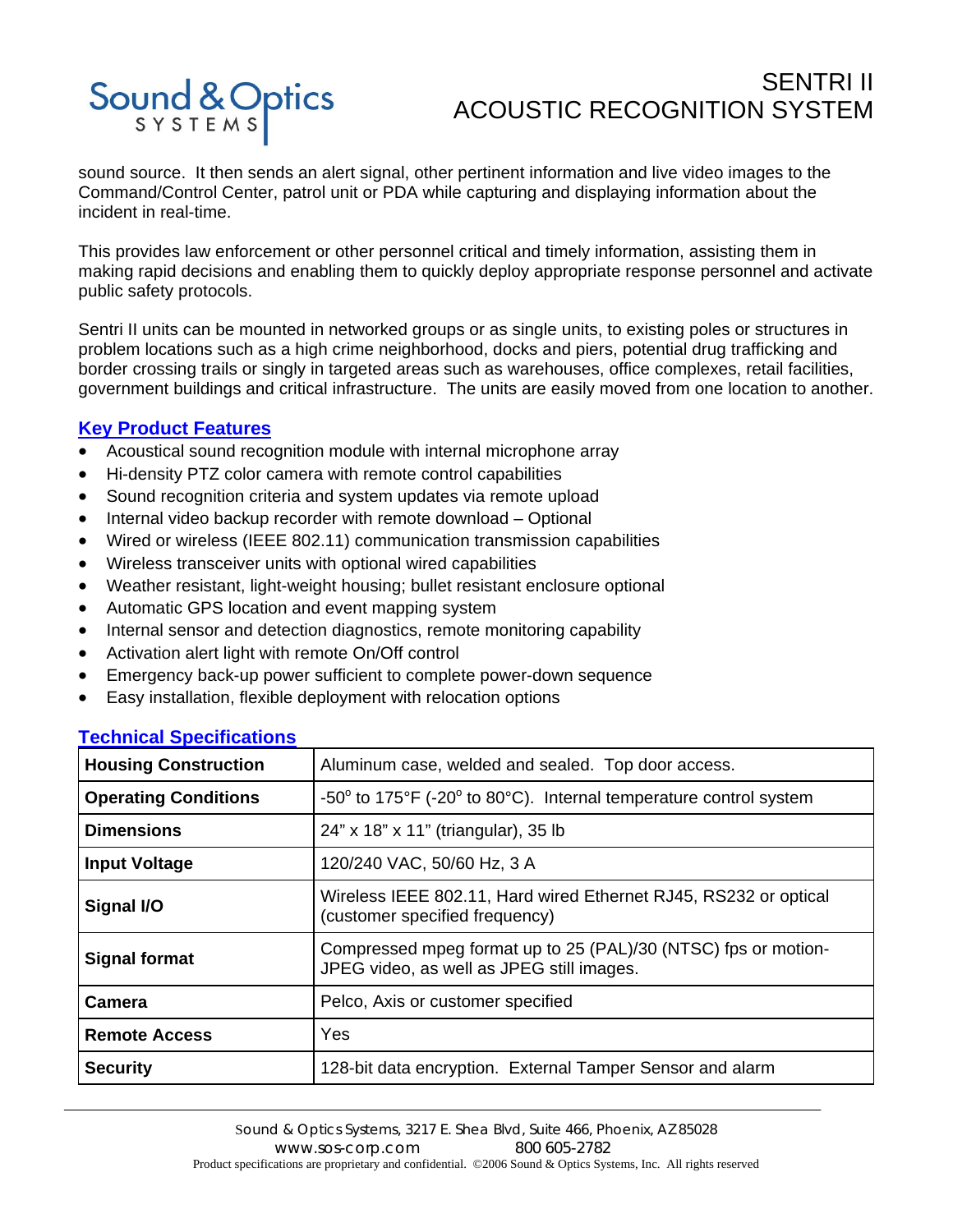sound source. It then sends an alert signal, other pertinent information and live video images to the Command/Control Center, patrol unit or PDA while capturing and displaying information about the incident in real-time.

This provides law enforcement or other personnel critical and timely information, assisting them in making rapid decisions and enabling them to quickly deploy appropriate response personnel and activate public safety protocols.

Sentri II units can be mounted in networked groups or as single units, to existing poles or structures in problem locations such as a high crime neighborhood, docks and piers, potential drug trafficking and border crossing trails or singly in targeted areas such as warehouses, office complexes, retail facilities, government buildings and critical infrastructure. The units are easily moved from one location to another.

## Key Product Features

- Acoustical sound recognition module with internal microphone array
- Hi-density PTZ color camera with remote control capabilities
- Sound recognition criteria and system updates via remote upload
- Internal video backup recorder with remote download – Optional
- Wired or wireless (IEEE 802.11) communication transmission capabilities
- Wireless transceiver units with optional wired capabilities
- Weather resistant, light-weight housing; bullet resistant enclosure optional
- Automatic GPS location and event mapping system
- Internal sensor and detection diagnostics, remote monitoring capability
- Activation alert light with remote On/Off control
- Emergency back-up power sufficient to complete power-down sequence
- Easy installation, flexible deployment with relocation options

## Technical Specifications

| | |
|---|---|
| **Housing Construction** | Aluminum case, welded and sealed. Top door access. |
| **Operating Conditions** | -50° to 175°F (-20° to 80°C). Internal temperature control system |
| **Dimensions** | 24" x 18" x 11" (triangular), 35 lb |
| **Input Voltage** | 120/240 VAC, 50/60 Hz, 3 A |
| **Signal I/O** | Wireless IEEE 802.11, Hard wired Ethernet RJ45, RS232 or optical (customer specified frequency) |
| **Signal format** | Compressed mpeg format up to 25 (PAL)/30 (NTSC) fps or motion-JPEG video, as well as JPEG still images. |
| **Camera** | Pelco, Axis or customer specified |
| **Remote Access** | Yes |
| **Security** | 128-bit data encryption. External Tamper Sensor and alarm |

Sound & Optics Systems, 3217 E. Shea Blvd, Suite 466, Phoenix, AZ 85028
www.sos-corp.com 800 605-2782
Product specifications are proprietary and confidential. ©2006 Sound & Optics Systems, Inc. All rights reserved